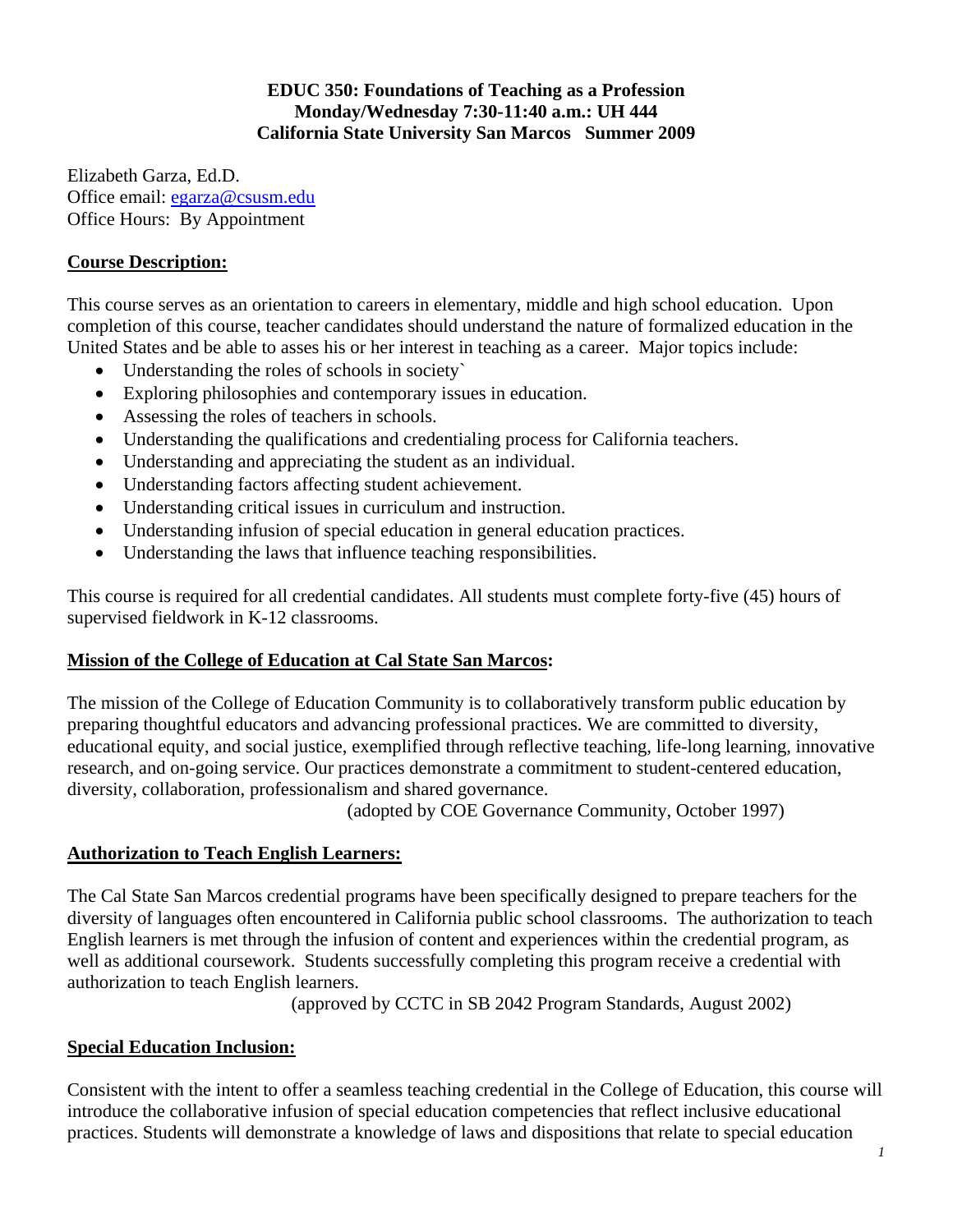**EDUC 350: Foundations of Teaching as a Profession**
**Monday/Wednesday 7:30-11:40 a.m.: UH 444**
**California State University San Marcos Summer 2009**

Elizabeth Garza, Ed.D.
Office email: egarza@csusm.edu
Office Hours: By Appointment

## Course Description:

This course serves as an orientation to careers in elementary, middle and high school education. Upon completion of this course, teacher candidates should understand the nature of formalized education in the United States and be able to asses his or her interest in teaching as a career. Major topics include:

- Understanding the roles of schools in society`
- Exploring philosophies and contemporary issues in education.
- Assessing the roles of teachers in schools.
- Understanding the qualifications and credentialing process for California teachers.
- Understanding and appreciating the student as an individual.
- Understanding factors affecting student achievement.
- Understanding critical issues in curriculum and instruction.
- Understanding infusion of special education in general education practices.
- Understanding the laws that influence teaching responsibilities.

This course is required for all credential candidates. All students must complete forty-five (45) hours of supervised fieldwork in K-12 classrooms.

## Mission of the College of Education at Cal State San Marcos:

The mission of the College of Education Community is to collaboratively transform public education by preparing thoughtful educators and advancing professional practices. We are committed to diversity, educational equity, and social justice, exemplified through reflective teaching, life-long learning, innovative research, and on-going service. Our practices demonstrate a commitment to student-centered education, diversity, collaboration, professionalism and shared governance.

(adopted by COE Governance Community, October 1997)

## Authorization to Teach English Learners:

The Cal State San Marcos credential programs have been specifically designed to prepare teachers for the diversity of languages often encountered in California public school classrooms. The authorization to teach English learners is met through the infusion of content and experiences within the credential program, as well as additional coursework. Students successfully completing this program receive a credential with authorization to teach English learners.

(approved by CCTC in SB 2042 Program Standards, August 2002)

## Special Education Inclusion:

Consistent with the intent to offer a seamless teaching credential in the College of Education, this course will introduce the collaborative infusion of special education competencies that reflect inclusive educational practices. Students will demonstrate a knowledge of laws and dispositions that relate to special education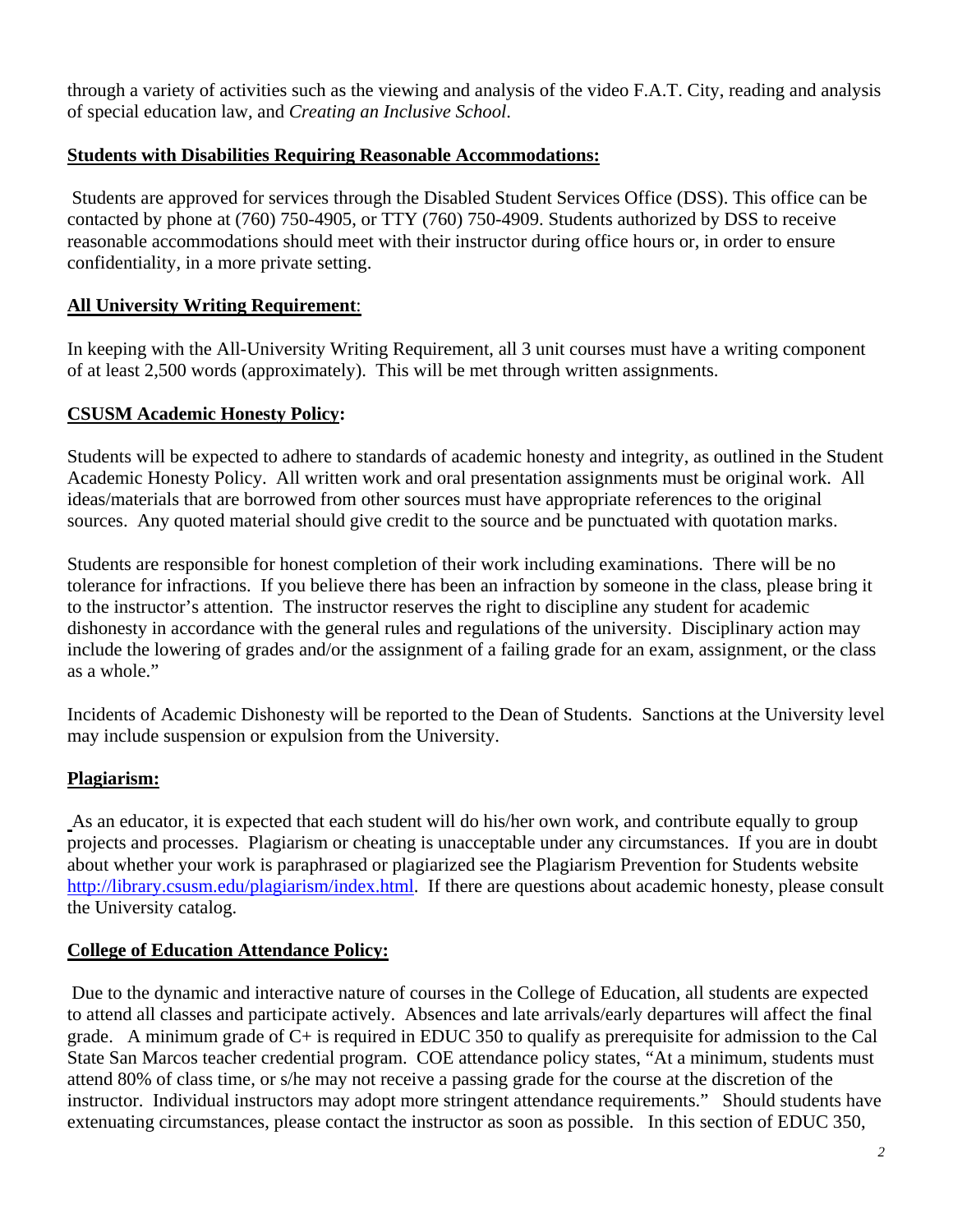through a variety of activities such as the viewing and analysis of the video F.A.T. City, reading and analysis of special education law, and *Creating an Inclusive School*.

## **Students with Disabilities Requiring Reasonable Accommodations:**

Students are approved for services through the Disabled Student Services Office (DSS). This office can be contacted by phone at (760) 750-4905, or TTY (760) 750-4909. Students authorized by DSS to receive reasonable accommodations should meet with their instructor during office hours or, in order to ensure confidentiality, in a more private setting.

## **All University Writing Requirement**:

In keeping with the All-University Writing Requirement, all 3 unit courses must have a writing component of at least 2,500 words (approximately). This will be met through written assignments.

## **CSUSM Academic Honesty Policy:**

Students will be expected to adhere to standards of academic honesty and integrity, as outlined in the Student Academic Honesty Policy. All written work and oral presentation assignments must be original work. All ideas/materials that are borrowed from other sources must have appropriate references to the original sources. Any quoted material should give credit to the source and be punctuated with quotation marks.

Students are responsible for honest completion of their work including examinations. There will be no tolerance for infractions. If you believe there has been an infraction by someone in the class, please bring it to the instructor's attention. The instructor reserves the right to discipline any student for academic dishonesty in accordance with the general rules and regulations of the university. Disciplinary action may include the lowering of grades and/or the assignment of a failing grade for an exam, assignment, or the class as a whole."

Incidents of Academic Dishonesty will be reported to the Dean of Students. Sanctions at the University level may include suspension or expulsion from the University.

## **Plagiarism:**

As an educator, it is expected that each student will do his/her own work, and contribute equally to group projects and processes. Plagiarism or cheating is unacceptable under any circumstances. If you are in doubt about whether your work is paraphrased or plagiarized see the Plagiarism Prevention for Students website http://library.csusm.edu/plagiarism/index.html. If there are questions about academic honesty, please consult the University catalog.

## **College of Education Attendance Policy:**

Due to the dynamic and interactive nature of courses in the College of Education, all students are expected to attend all classes and participate actively. Absences and late arrivals/early departures will affect the final grade. A minimum grade of C+ is required in EDUC 350 to qualify as prerequisite for admission to the Cal State San Marcos teacher credential program. COE attendance policy states, "At a minimum, students must attend 80% of class time, or s/he may not receive a passing grade for the course at the discretion of the instructor. Individual instructors may adopt more stringent attendance requirements." Should students have extenuating circumstances, please contact the instructor as soon as possible. In this section of EDUC 350,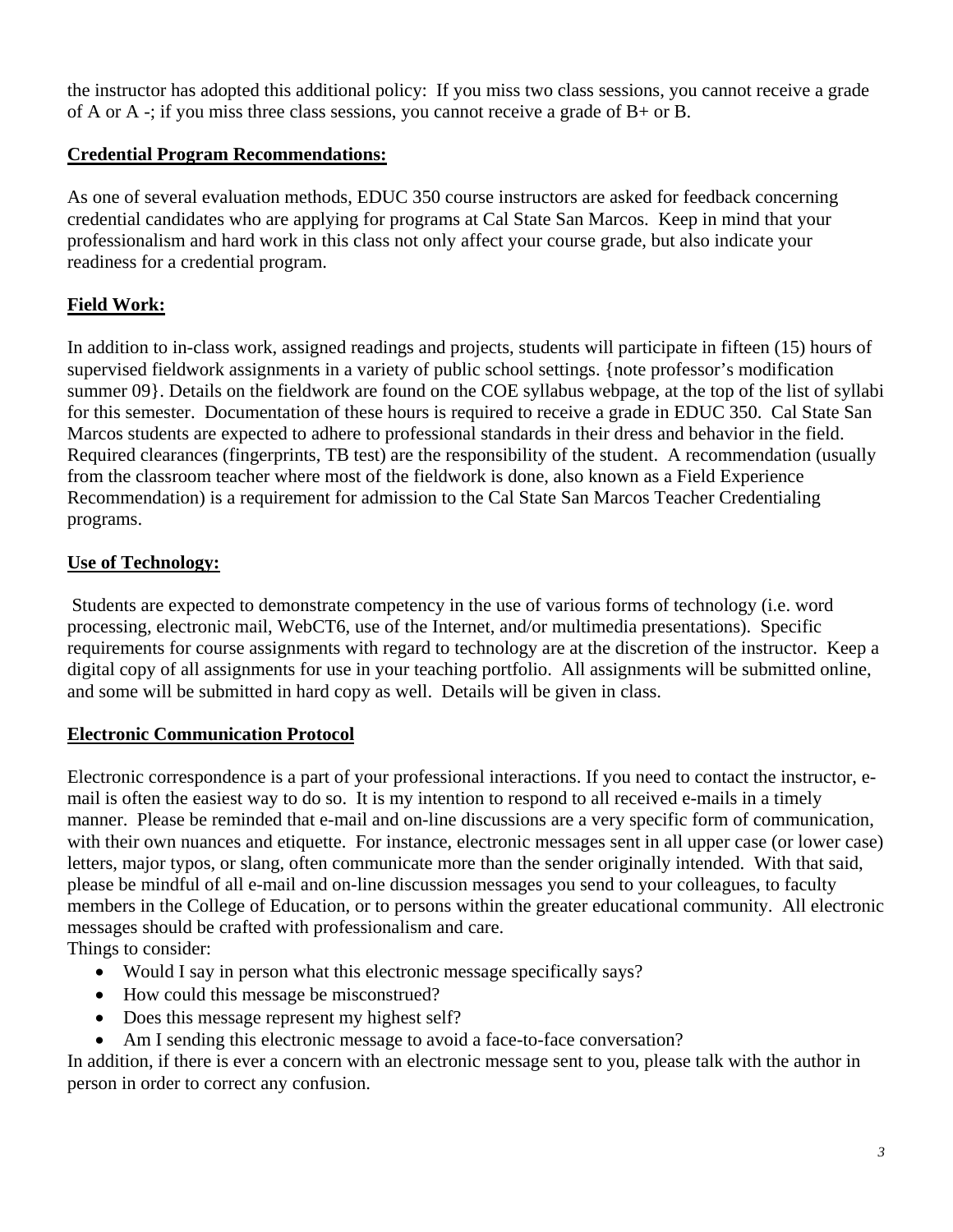the instructor has adopted this additional policy: If you miss two class sessions, you cannot receive a grade of A or A -; if you miss three class sessions, you cannot receive a grade of B+ or B.

## Credential Program Recommendations:

As one of several evaluation methods, EDUC 350 course instructors are asked for feedback concerning credential candidates who are applying for programs at Cal State San Marcos. Keep in mind that your professionalism and hard work in this class not only affect your course grade, but also indicate your readiness for a credential program.

## Field Work:

In addition to in-class work, assigned readings and projects, students will participate in fifteen (15) hours of supervised fieldwork assignments in a variety of public school settings. {note professor's modification summer 09}. Details on the fieldwork are found on the COE syllabus webpage, at the top of the list of syllabi for this semester. Documentation of these hours is required to receive a grade in EDUC 350. Cal State San Marcos students are expected to adhere to professional standards in their dress and behavior in the field. Required clearances (fingerprints, TB test) are the responsibility of the student. A recommendation (usually from the classroom teacher where most of the fieldwork is done, also known as a Field Experience Recommendation) is a requirement for admission to the Cal State San Marcos Teacher Credentialing programs.

## Use of Technology:

Students are expected to demonstrate competency in the use of various forms of technology (i.e. word processing, electronic mail, WebCT6, use of the Internet, and/or multimedia presentations). Specific requirements for course assignments with regard to technology are at the discretion of the instructor. Keep a digital copy of all assignments for use in your teaching portfolio. All assignments will be submitted online, and some will be submitted in hard copy as well. Details will be given in class.

## Electronic Communication Protocol

Electronic correspondence is a part of your professional interactions. If you need to contact the instructor, e-mail is often the easiest way to do so. It is my intention to respond to all received e-mails in a timely manner. Please be reminded that e-mail and on-line discussions are a very specific form of communication, with their own nuances and etiquette. For instance, electronic messages sent in all upper case (or lower case) letters, major typos, or slang, often communicate more than the sender originally intended. With that said, please be mindful of all e-mail and on-line discussion messages you send to your colleagues, to faculty members in the College of Education, or to persons within the greater educational community. All electronic messages should be crafted with professionalism and care.

Things to consider:

- Would I say in person what this electronic message specifically says?
- How could this message be misconstrued?
- Does this message represent my highest self?
- Am I sending this electronic message to avoid a face-to-face conversation?

In addition, if there is ever a concern with an electronic message sent to you, please talk with the author in person in order to correct any confusion.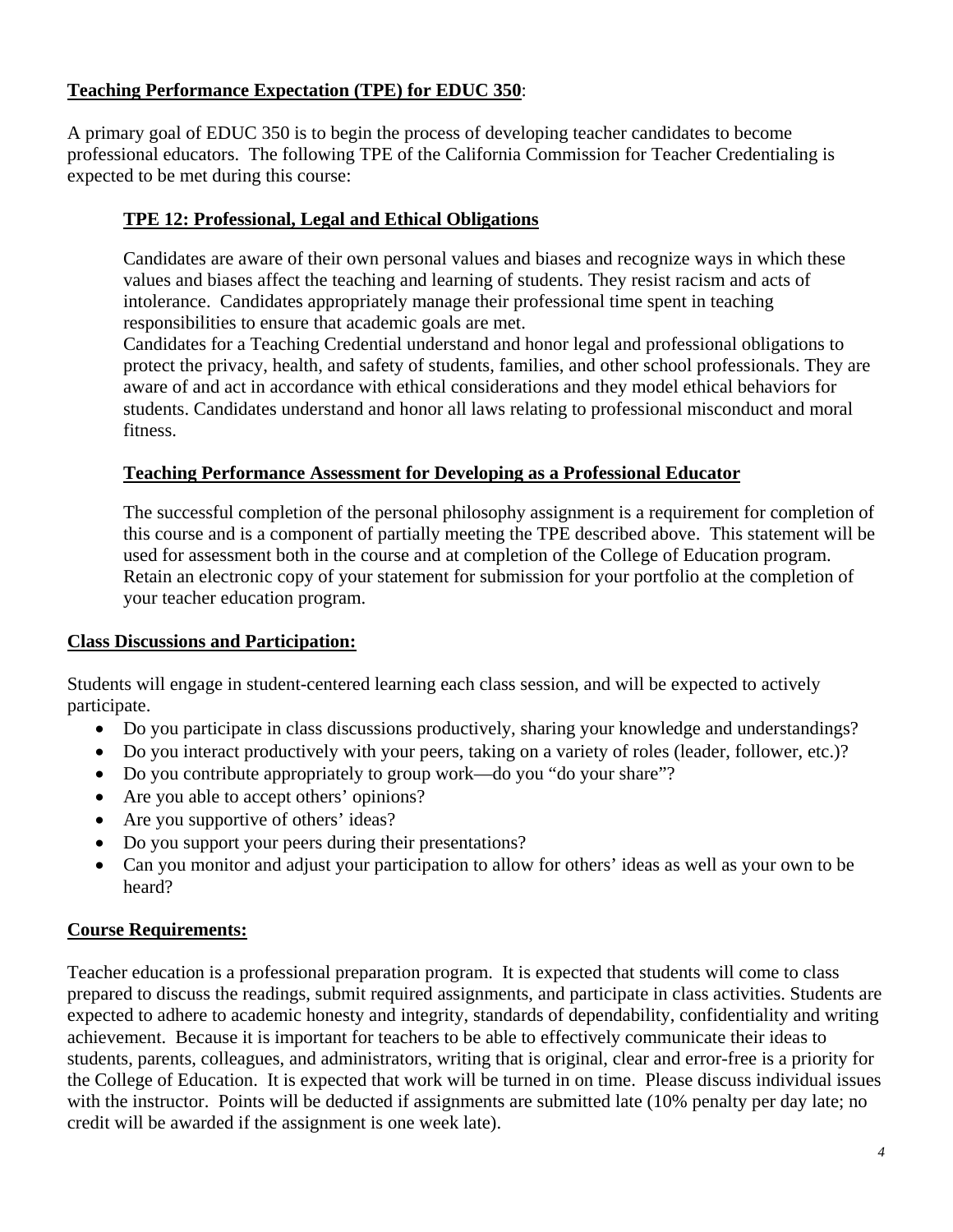## Teaching Performance Expectation (TPE) for EDUC 350:

A primary goal of EDUC 350 is to begin the process of developing teacher candidates to become professional educators. The following TPE of the California Commission for Teacher Credentialing is expected to be met during this course:

### TPE 12: Professional, Legal and Ethical Obligations

Candidates are aware of their own personal values and biases and recognize ways in which these values and biases affect the teaching and learning of students. They resist racism and acts of intolerance. Candidates appropriately manage their professional time spent in teaching responsibilities to ensure that academic goals are met.
Candidates for a Teaching Credential understand and honor legal and professional obligations to protect the privacy, health, and safety of students, families, and other school professionals. They are aware of and act in accordance with ethical considerations and they model ethical behaviors for students. Candidates understand and honor all laws relating to professional misconduct and moral fitness.

### Teaching Performance Assessment for Developing as a Professional Educator

The successful completion of the personal philosophy assignment is a requirement for completion of this course and is a component of partially meeting the TPE described above. This statement will be used for assessment both in the course and at completion of the College of Education program. Retain an electronic copy of your statement for submission for your portfolio at the completion of your teacher education program.

## Class Discussions and Participation:

Students will engage in student-centered learning each class session, and will be expected to actively participate.

- Do you participate in class discussions productively, sharing your knowledge and understandings?
- Do you interact productively with your peers, taking on a variety of roles (leader, follower, etc.)?
- Do you contribute appropriately to group work—do you "do your share"?
- Are you able to accept others' opinions?
- Are you supportive of others' ideas?
- Do you support your peers during their presentations?
- Can you monitor and adjust your participation to allow for others' ideas as well as your own to be heard?

## Course Requirements:

Teacher education is a professional preparation program. It is expected that students will come to class prepared to discuss the readings, submit required assignments, and participate in class activities. Students are expected to adhere to academic honesty and integrity, standards of dependability, confidentiality and writing achievement. Because it is important for teachers to be able to effectively communicate their ideas to students, parents, colleagues, and administrators, writing that is original, clear and error-free is a priority for the College of Education. It is expected that work will be turned in on time. Please discuss individual issues with the instructor. Points will be deducted if assignments are submitted late (10% penalty per day late; no credit will be awarded if the assignment is one week late).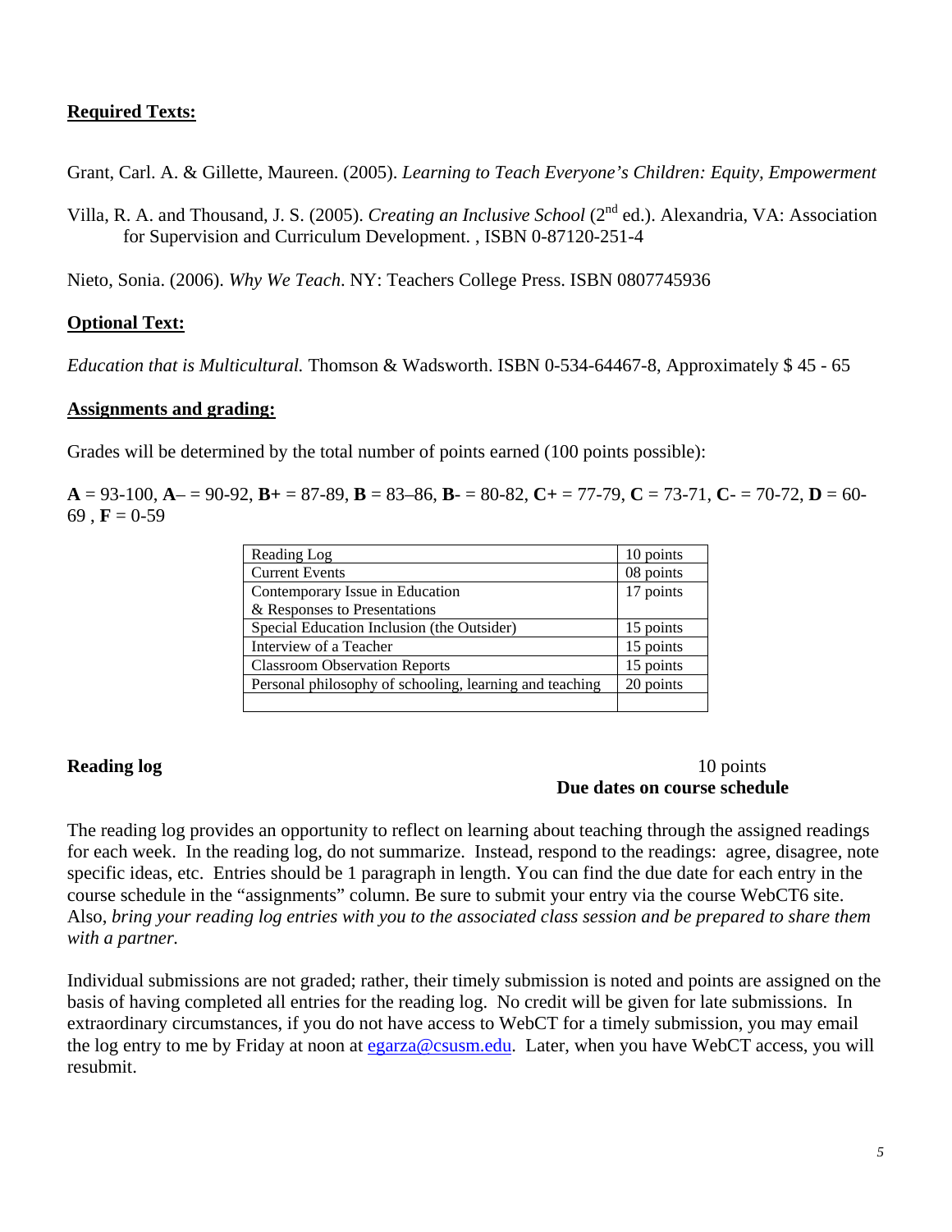## Required Texts:

Grant, Carl. A. & Gillette, Maureen. (2005). *Learning to Teach Everyone's Children: Equity, Empowerment*

Villa, R. A. and Thousand, J. S. (2005). *Creating an Inclusive School* (2nd ed.). Alexandria, VA: Association for Supervision and Curriculum Development. , ISBN 0-87120-251-4

Nieto, Sonia. (2006). *Why We Teach*. NY: Teachers College Press. ISBN 0807745936

## Optional Text:

*Education that is Multicultural.* Thomson & Wadsworth. ISBN 0-534-64467-8, Approximately $ 45 - 65

## Assignments and grading:

Grades will be determined by the total number of points earned (100 points possible):

**A** = 93-100, **A–** = 90-92, **B+** = 87-89, **B** = 83–86, **B-** = 80-82, **C+** = 77-79, **C** = 73-71, **C-** = 70-72, **D** = 60-69 , **F** = 0-59

| Assignment | Points |
|---|---|
| Reading Log | 10 points |
| Current Events | 08 points |
| Contemporary Issue in Education & Responses to Presentations | 17 points |
| Special Education Inclusion (the Outsider) | 15 points |
| Interview of a Teacher | 15 points |
| Classroom Observation Reports | 15 points |
| Personal philosophy of schooling, learning and teaching | 20 points |
| | |

**Reading log** 10 points
**Due dates on course schedule**

The reading log provides an opportunity to reflect on learning about teaching through the assigned readings for each week. In the reading log, do not summarize. Instead, respond to the readings: agree, disagree, note specific ideas, etc. Entries should be 1 paragraph in length. You can find the due date for each entry in the course schedule in the "assignments" column. Be sure to submit your entry via the course WebCT6 site. Also, *bring your reading log entries with you to the associated class session and be prepared to share them with a partner.*

Individual submissions are not graded; rather, their timely submission is noted and points are assigned on the basis of having completed all entries for the reading log. No credit will be given for late submissions. In extraordinary circumstances, if you do not have access to WebCT for a timely submission, you may email the log entry to me by Friday at noon at egarza@csusm.edu. Later, when you have WebCT access, you will resubmit.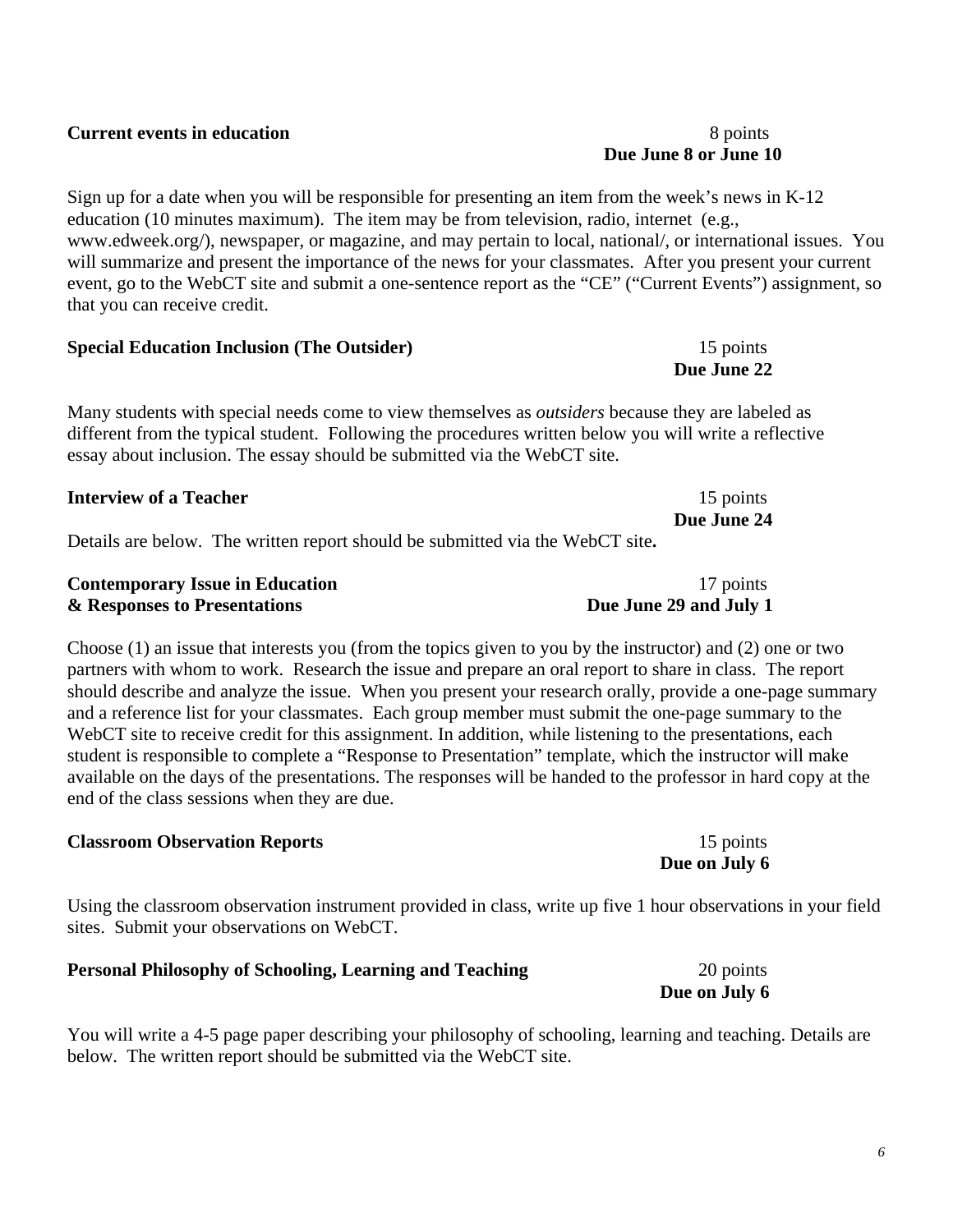**Current events in education** 8 points
**Due June 8 or June 10**

Sign up for a date when you will be responsible for presenting an item from the week's news in K-12 education (10 minutes maximum). The item may be from television, radio, internet (e.g., www.edweek.org/), newspaper, or magazine, and may pertain to local, national/, or international issues. You will summarize and present the importance of the news for your classmates. After you present your current event, go to the WebCT site and submit a one-sentence report as the "CE" ("Current Events") assignment, so that you can receive credit.

**Special Education Inclusion (The Outsider)** 15 points
**Due June 22**

Many students with special needs come to view themselves as *outsiders* because they are labeled as different from the typical student. Following the procedures written below you will write a reflective essay about inclusion. The essay should be submitted via the WebCT site.

**Interview of a Teacher** 15 points
**Due June 24**

Details are below. The written report should be submitted via the WebCT site**.**

**Contemporary Issue in Education** 17 points
**& Responses to Presentations** **Due June 29 and July 1**

Choose (1) an issue that interests you (from the topics given to you by the instructor) and (2) one or two partners with whom to work. Research the issue and prepare an oral report to share in class. The report should describe and analyze the issue. When you present your research orally, provide a one-page summary and a reference list for your classmates. Each group member must submit the one-page summary to the WebCT site to receive credit for this assignment. In addition, while listening to the presentations, each student is responsible to complete a "Response to Presentation" template, which the instructor will make available on the days of the presentations. The responses will be handed to the professor in hard copy at the end of the class sessions when they are due.

**Classroom Observation Reports** 15 points
**Due on July 6**

Using the classroom observation instrument provided in class, write up five 1 hour observations in your field sites. Submit your observations on WebCT.

**Personal Philosophy of Schooling, Learning and Teaching** 20 points
**Due on July 6**

You will write a 4-5 page paper describing your philosophy of schooling, learning and teaching. Details are below. The written report should be submitted via the WebCT site.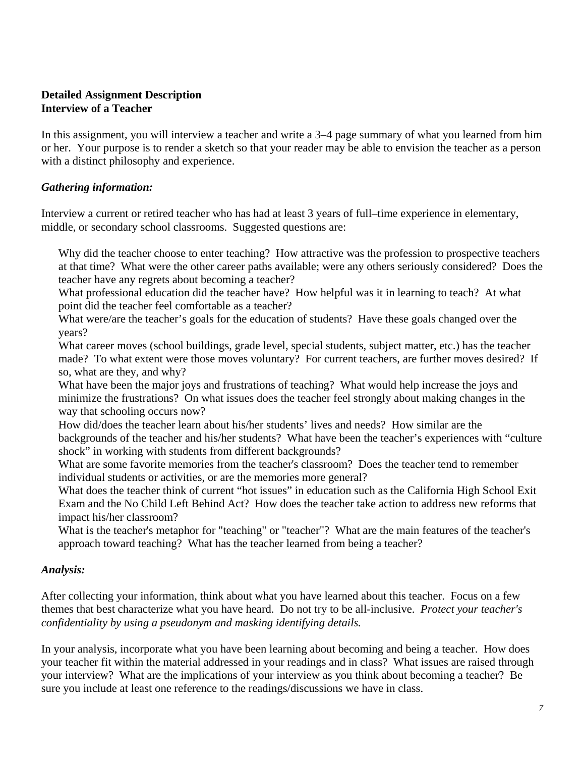**Detailed Assignment Description**
**Interview of a Teacher**

In this assignment, you will interview a teacher and write a 3–4 page summary of what you learned from him or her. Your purpose is to render a sketch so that your reader may be able to envision the teacher as a person with a distinct philosophy and experience.

### *Gathering information:*

Interview a current or retired teacher who has had at least 3 years of full–time experience in elementary, middle, or secondary school classrooms. Suggested questions are:

Why did the teacher choose to enter teaching? How attractive was the profession to prospective teachers at that time? What were the other career paths available; were any others seriously considered? Does the teacher have any regrets about becoming a teacher?

What professional education did the teacher have? How helpful was it in learning to teach? At what point did the teacher feel comfortable as a teacher?

What were/are the teacher's goals for the education of students? Have these goals changed over the years?

What career moves (school buildings, grade level, special students, subject matter, etc.) has the teacher made? To what extent were those moves voluntary? For current teachers, are further moves desired? If so, what are they, and why?

What have been the major joys and frustrations of teaching? What would help increase the joys and minimize the frustrations? On what issues does the teacher feel strongly about making changes in the way that schooling occurs now?

How did/does the teacher learn about his/her students' lives and needs? How similar are the backgrounds of the teacher and his/her students? What have been the teacher's experiences with "culture shock" in working with students from different backgrounds?

What are some favorite memories from the teacher's classroom? Does the teacher tend to remember individual students or activities, or are the memories more general?

What does the teacher think of current "hot issues" in education such as the California High School Exit Exam and the No Child Left Behind Act? How does the teacher take action to address new reforms that impact his/her classroom?

What is the teacher's metaphor for "teaching" or "teacher"? What are the main features of the teacher's approach toward teaching? What has the teacher learned from being a teacher?

### *Analysis:*

After collecting your information, think about what you have learned about this teacher. Focus on a few themes that best characterize what you have heard. Do not try to be all-inclusive. *Protect your teacher's confidentiality by using a pseudonym and masking identifying details.*

In your analysis, incorporate what you have been learning about becoming and being a teacher. How does your teacher fit within the material addressed in your readings and in class? What issues are raised through your interview? What are the implications of your interview as you think about becoming a teacher? Be sure you include at least one reference to the readings/discussions we have in class.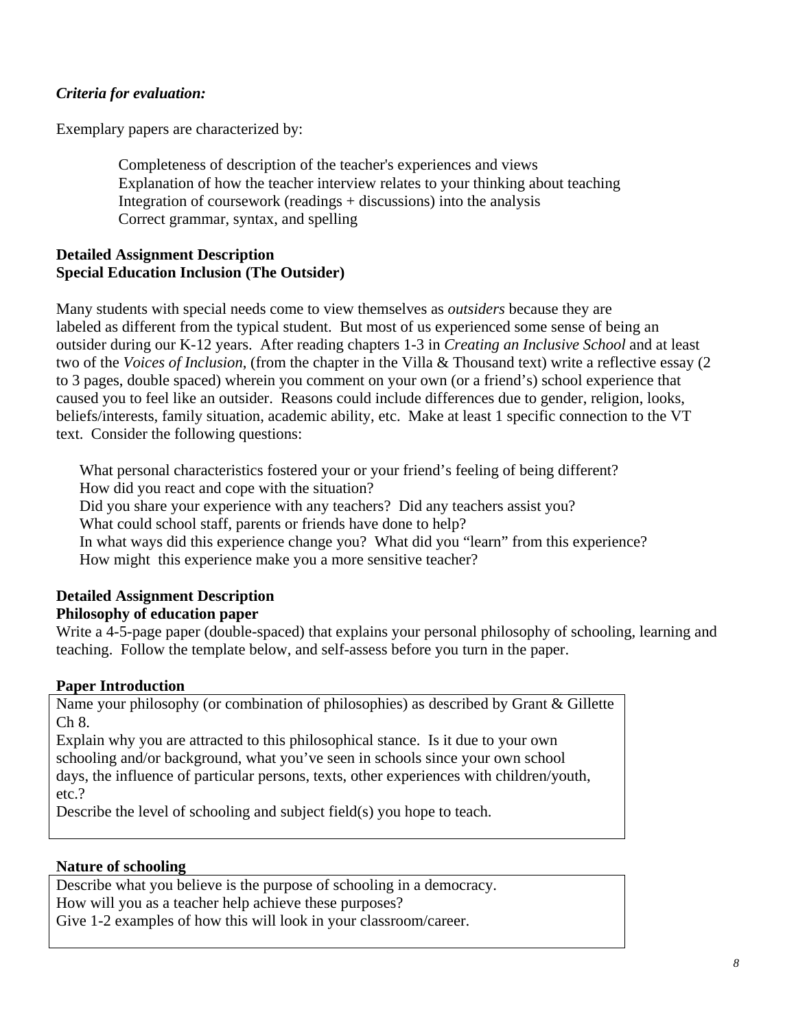***Criteria for evaluation:***

Exemplary papers are characterized by:

Completeness of description of the teacher's experiences and views
Explanation of how the teacher interview relates to your thinking about teaching
Integration of coursework (readings + discussions) into the analysis
Correct grammar, syntax, and spelling

**Detailed Assignment Description**
**Special Education Inclusion (The Outsider)**

Many students with special needs come to view themselves as *outsiders* because they are labeled as different from the typical student. But most of us experienced some sense of being an outsider during our K-12 years. After reading chapters 1-3 in *Creating an Inclusive School* and at least two of the *Voices of Inclusion*, (from the chapter in the Villa & Thousand text) write a reflective essay (2 to 3 pages, double spaced) wherein you comment on your own (or a friend's) school experience that caused you to feel like an outsider. Reasons could include differences due to gender, religion, looks, beliefs/interests, family situation, academic ability, etc. Make at least 1 specific connection to the VT text. Consider the following questions:

What personal characteristics fostered your or your friend's feeling of being different?
How did you react and cope with the situation?
Did you share your experience with any teachers? Did any teachers assist you?
What could school staff, parents or friends have done to help?
In what ways did this experience change you? What did you "learn" from this experience?
How might this experience make you a more sensitive teacher?

**Detailed Assignment Description**
**Philosophy of education paper**
Write a 4-5-page paper (double-spaced) that explains your personal philosophy of schooling, learning and teaching. Follow the template below, and self-assess before you turn in the paper.

**Paper Introduction**

Name your philosophy (or combination of philosophies) as described by Grant & Gillette Ch 8.
Explain why you are attracted to this philosophical stance. Is it due to your own schooling and/or background, what you've seen in schools since your own school days, the influence of particular persons, texts, other experiences with children/youth, etc.?
Describe the level of schooling and subject field(s) you hope to teach.

**Nature of schooling**

Describe what you believe is the purpose of schooling in a democracy.
How will you as a teacher help achieve these purposes?
Give 1-2 examples of how this will look in your classroom/career.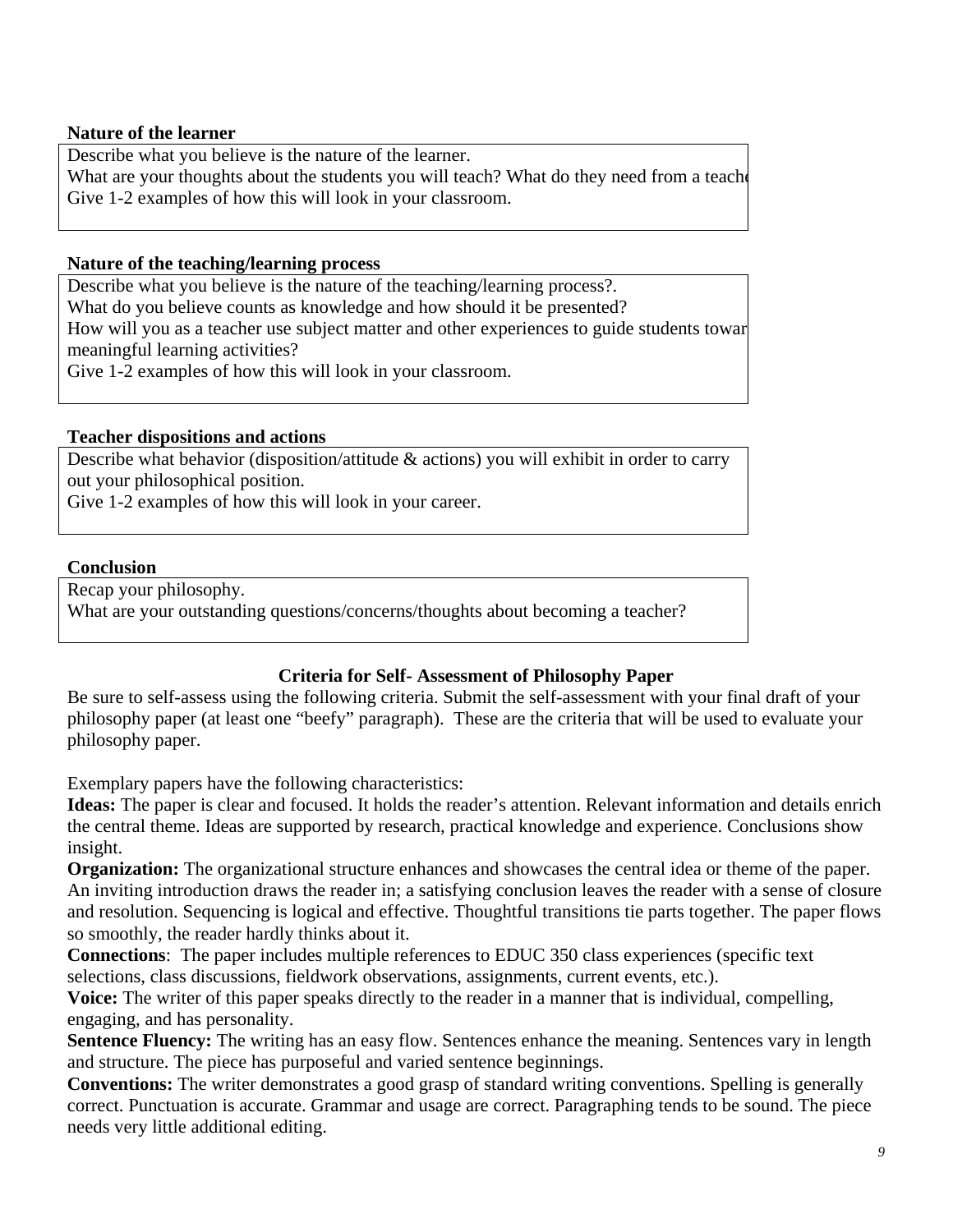**Nature of the learner**

Describe what you believe is the nature of the learner.
What are your thoughts about the students you will teach? What do they need from a teache
Give 1-2 examples of how this will look in your classroom.

**Nature of the teaching/learning process**

Describe what you believe is the nature of the teaching/learning process?.
What do you believe counts as knowledge and how should it be presented?
How will you as a teacher use subject matter and other experiences to guide students towar meaningful learning activities?
Give 1-2 examples of how this will look in your classroom.

**Teacher dispositions and actions**

Describe what behavior (disposition/attitude & actions) you will exhibit in order to carry out your philosophical position.
Give 1-2 examples of how this will look in your career.

**Conclusion**

Recap your philosophy.
What are your outstanding questions/concerns/thoughts about becoming a teacher?

**Criteria for Self- Assessment of Philosophy Paper**

Be sure to self-assess using the following criteria. Submit the self-assessment with your final draft of your philosophy paper (at least one "beefy" paragraph). These are the criteria that will be used to evaluate your philosophy paper.

Exemplary papers have the following characteristics:

**Ideas:** The paper is clear and focused. It holds the reader's attention. Relevant information and details enrich the central theme. Ideas are supported by research, practical knowledge and experience. Conclusions show insight.

**Organization:** The organizational structure enhances and showcases the central idea or theme of the paper. An inviting introduction draws the reader in; a satisfying conclusion leaves the reader with a sense of closure and resolution. Sequencing is logical and effective. Thoughtful transitions tie parts together. The paper flows so smoothly, the reader hardly thinks about it.

**Connections**: The paper includes multiple references to EDUC 350 class experiences (specific text selections, class discussions, fieldwork observations, assignments, current events, etc.).

**Voice:** The writer of this paper speaks directly to the reader in a manner that is individual, compelling, engaging, and has personality.

**Sentence Fluency:** The writing has an easy flow. Sentences enhance the meaning. Sentences vary in length and structure. The piece has purposeful and varied sentence beginnings.

**Conventions:** The writer demonstrates a good grasp of standard writing conventions. Spelling is generally correct. Punctuation is accurate. Grammar and usage are correct. Paragraphing tends to be sound. The piece needs very little additional editing.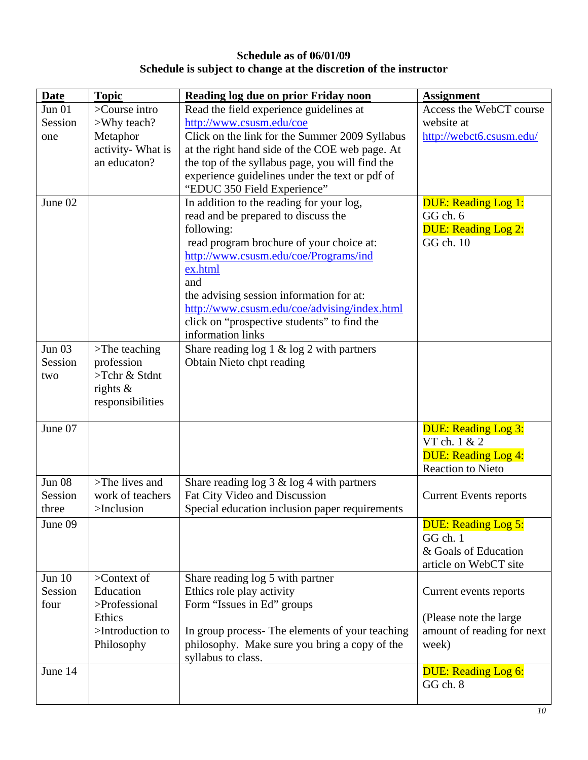**Schedule as of 06/01/09**
**Schedule is subject to change at the discretion of the instructor**

| Date | Topic | Reading log due on prior Friday noon | Assignment |
|---|---|---|---|
| Jun 01 Session one | >Course intro >Why teach? Metaphor activity- What is an educaton? | Read the field experience guidelines at http://www.csusm.edu/coe Click on the link for the Summer 2009 Syllabus at the right hand side of the COE web page. At the top of the syllabus page, you will find the experience guidelines under the text or pdf of "EDUC 350 Field Experience" | Access the WebCT course website at http://webct6.csusm.edu/ |
| June 02 | | In addition to the reading for your log, read and be prepared to discuss the following: read program brochure of your choice at: http://www.csusm.edu/coe/Programs/index.html and the advising session information for at: http://www.csusm.edu/coe/advising/index.html click on "prospective students" to find the information links | DUE: Reading Log 1: GG ch. 6 DUE: Reading Log 2: GG ch. 10 |
| Jun 03 Session two | >The teaching profession >Tchr & Stdnt rights & responsibilities | Share reading log 1 & log 2 with partners Obtain Nieto chpt reading | |
| June 07 | | | DUE: Reading Log 3: VT ch. 1 & 2 DUE: Reading Log 4: Reaction to Nieto |
| Jun 08 Session three | >The lives and work of teachers >Inclusion | Share reading log 3 & log 4 with partners Fat City Video and Discussion Special education inclusion paper requirements | Current Events reports |
| June 09 | | | DUE: Reading Log 5: GG ch. 1 & Goals of Education article on WebCT site |
| Jun 10 Session four | >Context of Education >Professional Ethics >Introduction to Philosophy | Share reading log 5 with partner Ethics role play activity Form "Issues in Ed" groups In group process- The elements of your teaching philosophy. Make sure you bring a copy of the syllabus to class. | Current events reports (Please note the large amount of reading for next week) |
| June 14 | | | DUE: Reading Log 6: GG ch. 8 |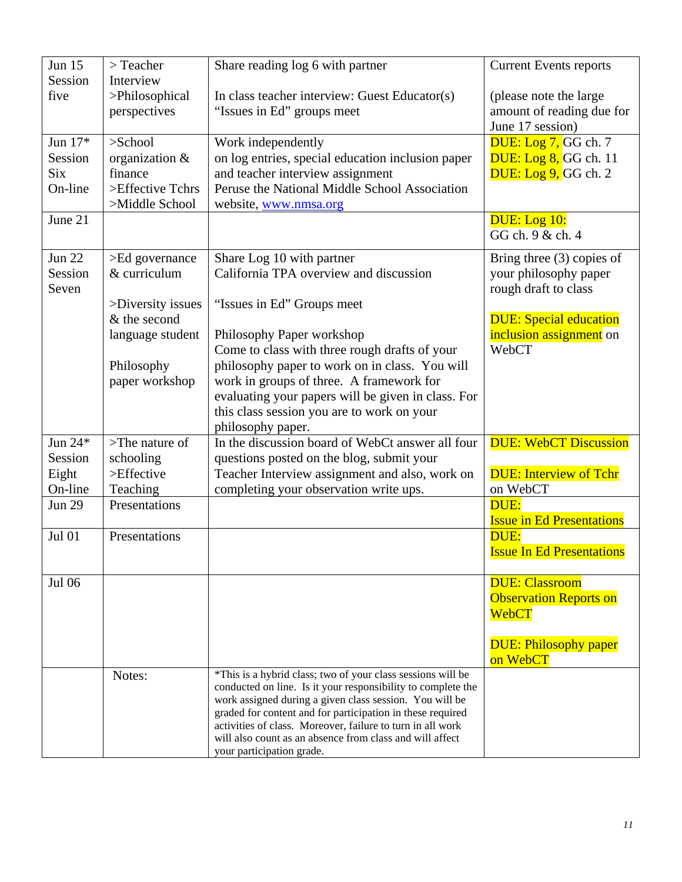| | | | |
|---|---|---|---|
| Jun 15 Session five | > Teacher Interview >Philosophical perspectives | Share reading log 6 with partner<br><br>In class teacher interview: Guest Educator(s) "Issues in Ed" groups meet | Current Events reports<br><br>(please note the large amount of reading due for June 17 session) |
| Jun 17* Session Six On-line | >School organization & finance >Effective Tchrs >Middle School | Work independently on log entries, special education inclusion paper and teacher interview assignment Peruse the National Middle School Association website, www.nmsa.org | DUE: Log 7, GG ch. 7<br>DUE: Log 8, GG ch. 11<br>DUE: Log 9, GG ch. 2 |
| June 21 | | | DUE: Log 10: GG ch. 9 & ch. 4 |
| Jun 22 Session Seven | >Ed governance & curriculum<br><br>>Diversity issues & the second language student<br><br>Philosophy paper workshop | Share Log 10 with partner<br>California TPA overview and discussion<br><br>"Issues in Ed" Groups meet<br><br>Philosophy Paper workshop<br>Come to class with three rough drafts of your philosophy paper to work on in class. You will work in groups of three. A framework for evaluating your papers will be given in class. For this class session you are to work on your philosophy paper. | Bring three (3) copies of your philosophy paper rough draft to class<br><br>DUE: Special education inclusion assignment on WebCT |
| Jun 24* Session Eight On-line | >The nature of schooling >Effective Teaching | In the discussion board of WebCt answer all four questions posted on the blog, submit your Teacher Interview assignment and also, work on completing your observation write ups. | DUE: WebCT Discussion<br><br>DUE: Interview of Tchr on WebCT |
| Jun 29 | Presentations | | DUE: Issue in Ed Presentations |
| Jul 01 | Presentations | | DUE: Issue In Ed Presentations |
| Jul 06 | | | DUE: Classroom Observation Reports on WebCT<br><br>DUE: Philosophy paper on WebCT |
| | Notes: | *This is a hybrid class; two of your class sessions will be conducted on line. Is it your responsibility to complete the work assigned during a given class session. You will be graded for content and for participation in these required activities of class. Moreover, failure to turn in all work will also count as an absence from class and will affect your participation grade. | |